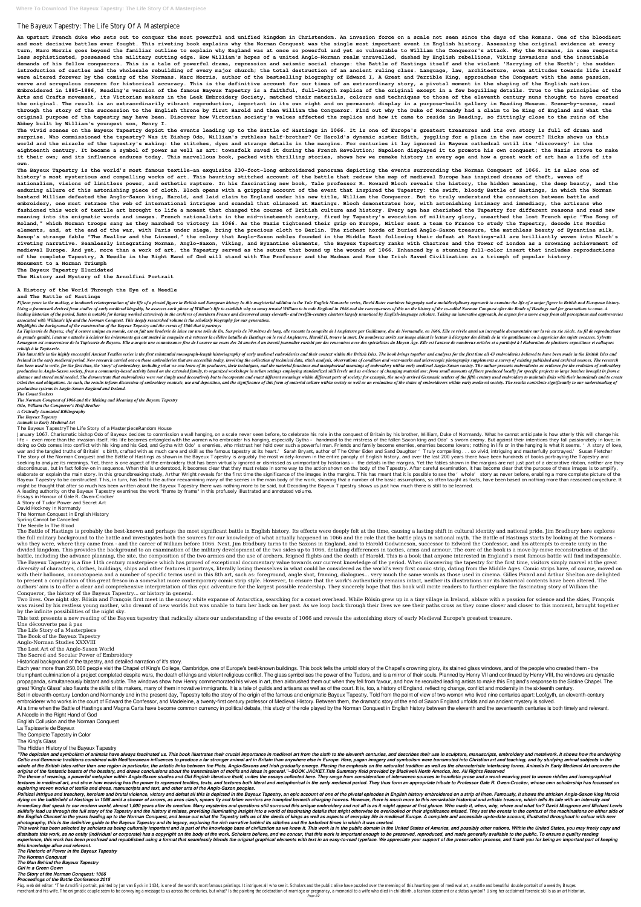# The Bayeux Tapestry: The Life Story Of A Masterpiece

**An upstart French duke who sets out to conquer the most powerful and unified kingdom in Christendom. An invasion force on a scale not seen since the days of the Romans. One of the bloodiest and most decisive battles ever fought. This riveting book explains why the Norman Conquest was the single most important event in English history. Assessing the original evidence at every turn, Marc Morris goes beyond the familiar outline to explain why England was at once so powerful and yet so vulnerable to William the Conqueror's attack. Why the Normans, in some respects less sophisticated, possessed the military cutting edge. How William's hopes of a united Anglo-Norman realm unravelled, dashed by English rebellions, Viking invasions and the insatiable demands of his fellow conquerors. This is a tale of powerful drama, repression and seismic social change: the Battle of Hastings itself and the violent 'Harrying of the North'; the sudden introduction of castles and the wholesale rebuilding of every major church; the total destruction of an ancient ruling class. Language, law, architecture, even attitudes towards life itself were altered forever by the coming of the Normans. Marc Morris, author of the bestselling biography of Edward I, A Great and Terrible King, approaches the Conquest with the same passion, verve and scrupulous concern for historical accuracy. This is the definitive account for our times of an extraordinary story, a pivotal moment in the shaping of the English nation.**

**Embroidered in 1885-1886, Reading's version of the famous Bayeux Tapestry is a faithful, full-length replica of the original except in a few beguiling details. True to the principles of the Arts and Crafts movement, its Victorian makers in the Leek Embroidery Society, matched their materials, colours and techniques to those of the eleventh century nuns thought to have created the original. The result is an extraordinarily vibrant reproduction, important in its own right and on permanent display in a purpose-built gallery in Reading Museum. Scene-by-scene, read through the story of the succession to the English throne by first Harold and then William the Conqueror. Find out why the Duke of Normandy had a claim to be King of England and what the original purpose of the tapestry may have been. Discover how Victorian society's values affected the replica and how it came to reside in Reading, so fittingly close to the ruins of the Abbey built by William's youngest son, Henry I.**

**The vivid scenes on the Bayeux Tapestry depict the events leading up to the Battle of Hastings in 1066. It is one of Europe's greatest treasures and its own story is full of drama and surprise. Who commissioned the tapestry? Was it Bishop Odo, William's ruthless half-brother? Or Harold's dynamic sister Edith, juggling for a place in the new court? Hicks shows us this world and the miracle of the tapestry's making: the stitches, dyes and strange details in the margins. For centuries it lay ignored in Bayeux cathedral until its 'discovery' in the eighteenth century. It became a symbol of power as well as art: townsfolk saved it during the French Revolution; Napoleon displayed it to promote his own conquest; the Nazis strove to make it their own; and its influence endures today. This marvellous book, packed with thrilling stories, shows how we remake history in every age and how a great work of art has a life of its own.**

**The Bayeux Tapestry is the world's most famous textile—an exquisite 230-foot-long embroidered panorama depicting the events surrounding the Norman Conquest of 1066. It is also one of history's most mysterious and compelling works of art. This haunting stitched account of the battle that redrew the map of medieval Europe has inspired dreams of theft, waves of nationalism, visions of limitless power, and esthetic rapture. In his fascinating new book, Yale professor R. Howard Bloch reveals the history, the hidden meaning, the deep beauty, and the enduring allure of this astonishing piece of cloth. Bloch opens with a gripping account of the event that inspired the Tapestry: the swift, bloody Battle of Hastings, in which the Norman bastard William defeated the Anglo-Saxon king, Harold, and laid claim to England under his new title, William the Conqueror. But to truly understand the connection between battle and embroidery, one must retrace the web of international intrigue and scandal that climaxed at Hastings. Bloch demonstrates how, with astonishing intimacy and immediacy, the artisans who fashioned this work of textile art brought to life a moment that changed the course of British culture and history. Every age has cherished the Tapestry for different reasons and read new meaning into its enigmatic words and images. French nationalists in the mid-nineteenth century, fired by Tapestry's evocation of military glory, unearthed the lost French epic "The Song of Roland," which Norman troops sang as they marched to victory in 1066. As the Nazis tightened their grip on Europe, Hitler sent a team to France to study the Tapestry, decode its Nordic elements, and, at the end of the war, with Paris under siege, bring the precious cloth to Berlin. The richest horde of buried Anglo-Saxon treasure, the matchless beauty of Byzantine silk, Aesop's strange fable "The Swallow and the Linseed," the colony that Anglo-Saxon nobles founded in the Middle East following their defeat at Hastings—all are brilliantly woven into Bloch's riveting narrative. Seamlessly integrating Norman, Anglo-Saxon, Viking, and Byzantine elements, the Bayeux Tapestry ranks with Chartres and the Tower of London as a crowning achievement of medieval Europe. And yet, more than a work of art, the Tapestry served as the suture that bound up the wounds of 1066. Enhanced by a stunning full-color insert that includes reproductions of the complete Tapestry, A Needle in the Right Hand of God will stand with The Professor and the Madman and How the Irish Saved Civilization as a triumph of popular history.**

**Monument to a Norman Triumph**

**The Bayeux Tapestry Elucidated**

**The History and Mystery of the Arnolfini Portrait**

**A History of the World Through the Eye of a Needle**

**and The Battle of Hastings**

*Fifteen years in the making, a landmark reinterpretation of the life of a pivotal figure in British and European history In this magisterial addition to the Yale English Monarchs series, David Bates combines biography and a multidisciplinary approach to examine the life of a major figure in British and European history. Using a framework derived from studies of early medieval kingship, he assesses each phase of William's life to establish why so many trusted William to invade England in 1066 and the consequences of this on the history of the so-called Norman Conquest after the Battle of Hastings and for generations to come. A leading historian of the period, Bates is notable for having worked extensively in the archives of northern France and discovered many eleventh- and twelfth-century charters largely unnoticed by English-language scholars. Taking an innovative approach, he argues for a move away from old perceptions and controversies associated with William's life and the Norman Conquest. This deeply researched volume is the scholarly biography for our generation.*

*Highlights the background of the construction of the Bayeux Tapestry and the events of 1066 that it portrays*

*La Tapisserie de Bayeux, chef d oeuvre unique au monde, est en fait une broderie de laine sur une toile de lin. Sur près de 70 mètres de long, elle raconte la conquête de l Angleterre par Guillaume, duc de Normandie, en 1066. Elle se révèle aussi un incroyable documentaire sur la vie au xie siècle. Au fil de reproductions de grande qualité, l auteur s attache à éclairer les événements qui ont motivé la conquête et à retracer le célèbre bataille de Hastings où le roi d Angleterre, Harold II, trouve la mort. De nombreux arrêts sur image aident le lecteur à décrypter des détails de la vie quotidienne ou à apprécier des sujets cocasses. Sylvette Lemagnen est conservateur de la Tapisserie de Bayeux. Elle a acquis une connaissance fine de l oeuvre au cours des 26 années d un travail journalier enrichi par des rencontres avec des spécialistes du Moyen Âge. Elle est l auteur de nombreux articles et a participé à l élaboration de plusieurs expositions et colloques relatifs à la Tapisserie.*

*This latest title in the highly successful Ancient Textiles series is the first substantial monograph-length historiography of early medieval embroideries and their context within the British Isles. The book brings together and analyses for the first time all 43 embroideries believed to have been made in the British Isles and Ireland in the early medieval period. New research carried out on those embroideries that are accessible today, involving the collection of technical data, stitch analysis, observations of condition and wear-marks and microscopic photography supplements a survey of existing published and archival sources. The research has been used to write, for the first time, the 'story' of embroidery, including what we can learn of its producers, their techniques, and the material functions and meanings of embroidery within early medieval Anglo-Saxon society. The author presents embroideries as evidence for the evolution of embroidery production in Anglo-Saxon society, from a community-based activity based on the extended family, to organized workshops in urban settings employing standardized skill levels and as evidence of changing material use: from small amounts of fibers produced locally for specific projects to large batches brought in from a distance and stored until needed. She demonstrates that embroideries were not simply used decoratively but to incorporate and enact different meanings within different parts of society: for example, the newly arrived Germanic settlers of the fifth century used embroidery to maintain links with their homelands and to create tribal ties and obligations. As such, the results inform discussion of embroidery contexts, use and deposition, and the significance of this form of material culture within society as well as an evaluation of the status of embroiderers within early medieval society. The results contribute significantly to our understanding of production systems in Anglo-Saxon England and Ireland.*

*The Comet Seekers*

*The Norman Conquest of 1066 and the Making and Meaning of the Bayeux Tapestry*

*Odo, William the Conqueror's Half-Brother*

*A Critically Annotated Bibliography*

*The Bayeux Tapestry*

*Animals in Early Medieval Art*

The Bayeux TapestryThe Life Story of a MasterpieceRandom House

January 1067. Charismatic bishop Odo of Bayeux decides to commission a wall hanging, on a scale never seen before, to celebrate his role in the conquest of Britain by his brother, William, Duke of Normandy. What he cannot anticipate is how utterly this will change his life – even more than the invasion itself. His life becomes entangled with the women who embroider his hanging, especially Gytha – handmaid to the mistress of the fallen Saxon king and Odo's sworn enemy. But against their intentions they fall passionately in love; in doing so Odo comes into conflict with his king and his God, and Gytha with Odo's enemies, who mistrust her hold over such a powerful man. Friends and family become enemies, enemies become lovers; nothing in life or in the hanging is what it seems. 'A story of love, war and the tangled truths of Britain's birth, crafted with as much care and skill as the famous tapestry at its heart.' Sarah Bryant, author of The Other Eden and Sand Daughter 'Truly compelling . . . so vivid, intriguing and masterfully portrayed.' Susan Fletcher The story of the Norman Conquest and the Battle of Hastings as shown in the Bayeux Tapestry is arguably the most widely-known in the entire panoply of English history, and over the last 200 years there have been hundreds of books portraying the Tapestry and seeking to analyze its meanings. Yet, there is one aspect of the embroidery that has been virtually ignored or dismissed as unimportant by historians – the details in the margins. Yet the fables shown in the margins are not just part of a decorative ribbon, neither are they discontinuous, but in fact follow-on in sequence. When this is understood, it becomes clear that they must relate in some way to the action shown on the body of the Tapestry. After careful examination, it has become clear that the purpose of these images is to amplify, elaborate or explain the main story. In this groundbreaking study, Arthur Wright reveals for the first time the significance of the images in the margins. This has meant that it is possible to see the 'whole' story as never before, enabling a more complete picture of the Bayeux Tapestry to be constructed. This, in turn, has led to the author reexamining many of the scenes in the main body of the work, showing that a number of the basic assumptions, so often taught as facts, have been based on nothing more than reasoned conjecture. It might be thought that after so much has been written about the Bayeux Tapestry there was nothing more to be said, but Decoding the Bayeux Tapestry shows us just how much there is still to be learned.

A leading authority on the Bayeux Tapestry examines the work "frame by frame" in this profusely illustrated and annotated volume.

Essays in Honour of Gale R. Owen-Crocker

A Story of Tudor Power and Secret Art

David Hockney in Normandy

The Norman Conquest in English History

Spring Cannot be Cancelled

The Needle In The Blood

The Battle of Hastings is probably the best-known and perhaps the most significant battle in English history. Its effects were deeply felt at the time, causing a lasting shift in cultural identity and national pride. Jim Bradbury here explores the full military background to the battle and investigates both the sources for our knowledge of what actually happened in 1066 and the role that the battle plays in national myth. The Battle of Hastings starts by looking at the Normans - who they were, where they came from - and the career of William before 1066. Next, Jim Bradbury turns to the Saxons in England, and to Harold Godwineson, successor to Edward the Confessor, and his attempts to create unity in the divided kingdom. This provides the background to an examination of the military development of the two sides up to 1066, detailing differences in tactics, arms and armour. The core of the book is a move-by-move reconstruction of the battle, including the advance planning, the site, the composition of the two armies and the use of archers, feigned flights and the death of Harold. This is a book that anyone interested in England's most famous battle will find indispensable.

The Bayeux Tapestry is a fine 11th century masterpiece which has proved of exceptional documentary value towards our current knowledge of the period. When discovering the tapestry for the first time, visitors simply marvel at the great diversity of characters, clothes, buildings, ships and other features it portrays, literally losing themselves in what could be considered as the world's very first comic strip, dating from the Middle Ages. Comic strips have, of course, moved on with their balloons, onomatopoeia and a number of specific terms used in this 8th art, such as: foreground, angle shot, framing, dialogues... very much the same words as those used in cinema. Gilles Pivard and Arthur Shelton are delighted to present a compilation of this great fresco in a somewhat more contemporary comic strip style. However, to ensure that the work's authenticity remains intact, neither its illustrations nor its historical contents have been altered. The authors' aim is to offer a clear and comprehensive interpretation of this epic adventure for the largest possible readership. They sincerely hope that this book will incite readers to further explore the fascinating story of William the Conqueror, the history of the Bayeux Tapestry... or history in general.

Two lives. One night sky. Róisín and François first meet in the snowy white expanse of Antarctica, searching for a comet overhead. While Róisín grew up in a tiny village in Ireland, ablaze with a passion for science and the skies, François was raised by his restless young mother, who dreamt of new worlds but was unable to turn her back on her past. As we loop back through their lives we see their paths cross as they come closer and closer to this moment, brought together by the infinite possibilities of the night sky.

This text presents a new reading of the Bayeux tapestry that radically alters our understanding of the events of 1066 and reveals the astonishing story of early Medieval Europe's greatest treasure.

Une découverte pas à pas

The Life Story of a Masterpiece

The Book of the Bayeux Tapestry

Anglo-Norman Studies XXXVIII

The Lost Art of the Anglo-Saxon World

The Sacred and Secular Power of Embroidery

Historical background of the tapestry, and detailed narration of it's story.

Each year more than 250,000 people visit the Chapel of King's College, Cambridge, one of Europe's best-known buildings. This book tells the untold story of the Chapel's crowning glory, its stained glass windows, and of the people who created them - the triumphant culmination of a project completed despite wars, the death of kings and violent religious conflict. The glass symbolises the power of the Tudors, and is a mirror of their souls. Planned by Henry VII and continued by Henry VIII, the windows are dynastic propaganda, simultaneously blatant and subtle. The windows show how Henry commemorated his wives in art, then airbrushed them out when they fell from favour, and how he recruited leading artists to make this England's response to the Sistine Chapel. The great 'King's Glass' also flaunts the skills of its makers, many of them innovative immigrants. It is a tale of guilds and artisans as well as of the court. It is, too, a history of England, reflecting change, conflict and modernity in the sixteenth century.

Set in eleventh-century London and Normandy and in the present day, Tapestry tells the story of the origin of the famous and enigmatic Bayeux Tapestry. Told from the point of view of two women who lived nine centuries apart: Leofgyth, an eleventh-century embroiderer who works in the court of Edward the Confessor, and Madeleine, a twenty-first century professor of Medieval History. Between them, the dramatic story of the end of Saxon England unfolds and an ancient mystery is solved.

At a time when the Battle of Hastings and Magna Carta have become common currency in political debate, this study of the role played by the Norman Conquest in English history between the eleventh and the seventeenth centuries is both timely and relevant.

A Needle in the Right Hand of God

English Collusion and the Norman Conquest

La Tapisserie de Bayeux

The Complete Tapestry in Color

The King's Glass

The Hidden History of the Bayeux Tapestry

*"The depiction and symbolism of animals have always fascinated us. This book illustrates their crucial importance in medieval art from the sixth to the eleventh centuries, and describes their use in sculpture, manuscripts, embroidery and metalwork. It shows how the underlying Celtic and Germanic traditions combined with Mediterranean influences to produce a far stronger animal art in Britain than anywhere else in Europe. Here, pagan imagery and symbolism were transmuted into Christian art and teaching, and by studying animal subjects in the whole of the British Isles rather than one region in particular, the artistic links between the Picts, Anglo-Saxons and Irish gradually emerge. Placing the emphasis on the naturalist tradition as well as the characteristic interlacing forms, Animals in Early Medieval Art uncovers the origins of the fantastic beasts of the bestiary, and draws conclusions about the transmission of motifs and ideas in general."--BOOK JACKET.Title Summary field provided by Blackwell North America, Inc. All Rights Reserved*

*The theme of weaving, a powerful metaphor within Anglo-Saxon studies and Old English literature itself, unites the essays collected here. They range from consideration of interwoven sources in homiletic prose and a word-weaving poet to woven riddles and iconographical textures in medieval art, and show how weaving has the power to represent textiles, texts, and textures both literal and metaphorical in the early medieval period. They thus form an appropriate tribute to Professor Gale R. Owen-Crocker, whose own scholarship has focussed on exploring woven works of textile and dress, manuscripts and text, and other arts of the Anglo-Saxon peoples.*

*Political intrigue and treachery, heroism and brutal violence, victory and defeat all this is depicted in the Bayeux Tapestry, an epic account of one of the pivotal episodes in English history embroidered on a strip of linen. Famously, it shows the stricken Anglo-Saxon king Harold dying on the battlefield of Hastings in 1066 amid a shower of arrows, as axes clash, spears fly and fallen warriors are trampled beneath charging hooves. However, there is much more to this remarkable historical and artistic treasure, which tells its tale with an intensity and immediacy that speak to our modern world, almost 1,000 years after its creation. Many mysteries and questions still surround this unique embroidery and not all is as it might appear at first glance. Who made it, when, why, where and what for? David Musgrove and Michael Lewis skilfully lead us through the full story of the Tapestry and the history it relates, providing illuminating insight into a world of fascinating details that might otherwise be overlooked or their significance missed. They set the events in the context of the machinations on either side of the English Channel in the years leading up to the Norman Conquest, and tease out what the Tapestry tells us of the deeds of kings as well as aspects of everyday life in medieval Europe. A complete and accessible up-to-date account, illustrated throughout in colour with new photography, this is the definitive guide to the Bayeux Tapestry and its legacy, exploring the rich narrative behind its stitches and the turbulent times in which it was created.*

*This work has been selected by scholars as being culturally important and is part of the knowledge base of civilization as we know it. This work is in the public domain in the United States of America, and possibly other nations. Within the United States, you may freely copy and distribute this work, as no entity (individual or corporate) has a copyright on the body of the work. Scholars believe, and we concur, that this work is important enough to be preserved, reproduced, and made generally available to the public. To ensure a quality reading experience, this work has been proofread and republished using a format that seamlessly blends the original graphical elements with text in an easy-to-read typeface. We appreciate your support of the preservation process, and thank you for being an important part of keeping this knowledge alive and relevant.*

*The Rhetoric of Power in the Bayeux Tapestry*

*The Norman Conquest*

*The Man Behind the Bayeux Tapestry*

*Girl in a Green Gown*

*The Story of the Norman Conquest: 1066*

*Proceedings of the Battle Conference 2015*

Pág. web del editor: "The Arnolfini portrait, painted by Jan van Eyck in 1434, is one of the world's most famous paintings. It intrigues all who see it. Scholars and the public alike have puzzled over the meaning of this haunting gem of medieval art, a subtle and beautiful double portrait of a wealthy Bruges merchant and his wife. The enigmatic couple seem to be conveying a message to us across the centuries, but what? Is the painting the celebration of marriage or pregnancy, a memorial to a wife who died in childbirth, a fashion statement or a status symbol? Using her acclaimed forensic skills as an art historian,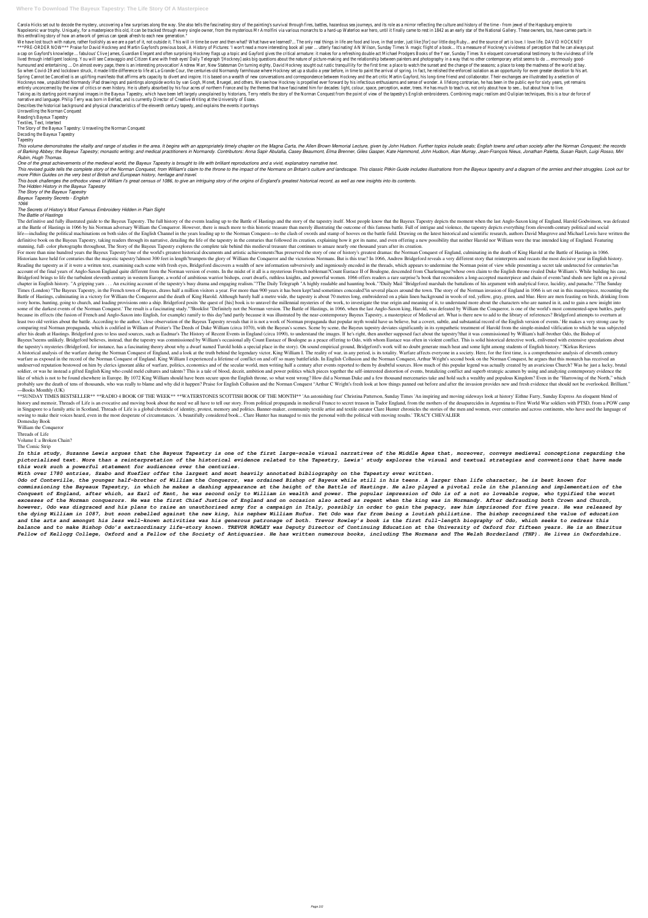Carola Hicks set out to decode the mystery, uncovering a few surprises along the way. She also tells the fascinating story of the painting's survival through fires, battles, hazardous sea journeys, and its role as a mirror reflecting the culture and history of the time - from jewel of the Hapsburg empire to Napoleonic war trophy. Uniquely, for a masterpiece this old, it can be tracked through every single owner, from the mysterious Mr Arnolfini via various monarchs to a hard-up Waterloo war hero, until it finally came to rest in 1842 as an early star of the National Gallery. These owners, too, have cameo parts in this enthralling story of how an artwork of genius can speak afresh to each new generation."

We have lost touch with nature, rather foolishly as we are a part of it, not outside it. This will in time be over and then what? What have we learned?... The only real things in life are food and love, in that order, just like [for] our little dog Ruby... and the source of art is love. I love life. DAVID HOCKNEY ***PRE-ORDER NOW*** Praise for David Hockney and Martin Gayford's previous book, A History of Pictures: 'I won't read a more interesting book all year ... utterly fascinating' AN Wilson, Sunday Times 'A magic flight of a book... It's a measure of Hockney's vividness of perception that he can always put a cap on Gayford's knowledge ... fabulous' Clive James, Guardian Elegant and often surprising Hockney flags up a topic and Gayford gives the critical armature: it makes for a refreshing double act Michael Prodgers Books of the Year, Sunday Times 'An eloquent conversational testimony to the vividness of life lived through intelligent looking. You will see Caravaggio and Citizen Kane with fresh eyes' Daily Telegraph '[Hockney] asks big questions about the nature of picture-making and the relationship between painters and photography in a way that no other contemporary artist seems to do ... enormously good-humoured and entertaining ... On almost every page, there is an interesting provocation' Andrew Marr, New Statesman On turning eighty, David Hockney sought out rustic tranquillity for the first time: a place to watch the sunset and the change of the seasons; a place to keep the madness of the world at bay. So when Covid-19 and lockdown struck, it made little difference to life at La Grande Cour, the centuries-old Normandy farmhouse where Hockney set up a studio a year before, in time to paint the arrival of spring. In fact, he relished the enforced isolation as an opportunity for even greater devotion to his art. Spring Cannot be Cancelled is an uplifting manifesto that affirms arts capacity to divert and inspire. It is based on a wealth of new conversations and correspondence between Hockney and the art critic Martin Gayford, his long-time friend and collaborator. Their exchanges are illustrated by a selection of Hockneys new, unpublished Normandy iPad drawings and paintings alongside works by van Gogh, Monet, Bruegel, and others. We see how Hockney is propelled ever forward by his infectious enthusiasms and sense of wonder. A lifelong contrarian, he has been in the public eye for sixty years, yet remains entirely unconcerned by the view of critics or even history. He is utterly absorbed by his four acres of northern France and by the themes that have fascinated him for decades: light, colour, space, perception, water, trees. He has much to teach us, not only about how to see... but about how to live.

Taking as its starting point marginal images in the Bayeux Tapestry, which have been left largely unexplained by historians, Terry retells the story of the Norman Conquest from the point of view of the tapestry's English embroiderers. Combining magic realism and Oulipian techniques, this is a tour de force of narrative and language. Philip Terry was born in Belfast, and is currently Director of Creative Writing at the University of Essex.

Describes the historical background and physical characteristics of the eleventh century tapesty, and explains the events it portrays

Unravelling the Norman Conquest

Reading's Bayeux Tapestry

Textiles, Text, Intertext

The Story of the Bayeux Tapestry: Unraveling the Norman Conquest

Decoding the Bayeux Tapestry

Tapestry

*This volume demonstrates the vitality and range of studies in the area. It begins with an appropriately timely chapter on the Magna Carta, the Allen Brown Memorial Lecture, given by John Hudson. Further topics include seals; English towns and urban society after the Norman Conquest; the records of Barking Abbey; the Bayeux Tapestry; monastic writing; and medical practitioners in Normandy. Contributors: Anna Sapir Abulafia, Casey Beaumont, Elma Brenner, Giles Gasper, Kate Hammond, John Hudson, Alan Murray, Jean-François Nieus, Jonathan Paletta, Susan Raich, Luigi Rosso, Miri Rubin, Hugh Thomas.*

*One of the great achievements of the medieval world, the Bayeux Tapestry is brought to life with brilliant reproductions and a vivid, explanatory narrative text.*

*This revised guide tells the complete story of the Norman Conquest, from William's claim to the throne to the impact of the Normans on Britain's culture and landscape. This classic Pitkin Guide includes illustrations from the Bayeux tapestry and a diagram of the armies and their struggles. Look out for more Pitkin Guides on the very best of British and European history, heritage and travel.*

*This book challenges the orthodox views of William I's great census of 1086, to give an intriguing story of the origins of England's greatest historical record, as well as new insights into its contents.*

*The Hidden History in the Bayeux Tapestry*

*The Story of the Bayeux Tapestry*

*Bayeux Tapestry Secrets - English*

*1066*

*The Secrets of History's Most Famous Embroidery Hidden in Plain Sight*

*The Battle of Hastings*

The definitive and fully illustrated guide to the Bayeux Tapestry. The full history of the events leading up to the Battle of Hastings and the story of the tapestry itself. Most people know that the Bayeux Tapestry depicts the moment when the last Anglo-Saxon king of England, Harold Godwinson, was defeated at the Battle of Hastings in 1066 by his Norman adversary William the Conqueror. However, there is much more to this historic treasure than merely illustrating the outcome of this famous battle. Full of intrigue and violence, the tapestry depicts everything from eleventh-century political and social life—including the political machinations on both sides of the English Channel in the years leading up to the Norman Conquest—to the clash of swords and stamp of hooves on the battle field. Drawing on the latest historical and scientific research, authors David Musgrove and Michael Lewis have written the definitive book on the Bayeux Tapestry, taking readers through its narrative, detailing the life of the tapestry in the centuries that followed its creation, explaining how it got its name, and even offering a new possibility that neither Harold nor William were the true intended king of England. Featuring stunning, full- color photographs throughout, The Story of the Bayeux Tapestry explores the complete tale behind this medieval treasure that continues to amaze nearly one thousand years after its creation.

For more than nine hundred years the Bayeux Tapestry?one of the world's greatest historical documents and artistic achievements?has preserved the story of one of history's greatest dramas: the Norman Conquest of England, culminating in the death of King Harold at the Battle of Hastings in 1066. Historians have held for centuries that the majestic tapestry?almost 300 feet in length?trumpets the glory of William the Conqueror and the victorious Normans. But is this true? In 1066, Andrew Bridgeford reveals a very different story that reinterprets and recasts the most decisive year in English history. Reading the tapestry as if it were a written text, examining each scene with fresh eyes, Bridgeford discovers a wealth of new information subversively and ingeniously encoded in the threads, which appears to undermine the Norman point of view while presenting a secret tale undetected for centuries?an account of the final years of Anglo-Saxon England quite different from the Norman version of events. In the midst of it all is a mysterious French nobleman?Count Eustace II of Boulogne, descended from Charlemagne?whose own claim to the English throne rivaled Duke William's. While building his case, Bridgeford brings to life the turbulent eleventh century in western Europe, a world of ambitious warrior bishops, court dwarfs, ruthless knights, and powerful women. 1066 offers readers a rare surprise?a book that reconsiders a long-accepted masterpiece and chain of events?and sheds new light on a pivotal chapter in English history. "A gripping yarn . . . An exciting account of the tapestry's busy drama and engaging realism."?The Daily Telegraph "A highly readable and haunting book."?Daily Mail "Bridgeford marshals the battalions of his argument with analytical force, lucidity, and panache." ?The Sunday Times (London) "The Bayeux Tapestry, in the French town of Bayeux, draws half a million visitors a year. For more than 900 years it has been kept?and sometimes concealed?in several places around the town. The story of the Norman invasion of England in 1066 is set out in this masterpiece, recounting the Battle of Hastings, culminating in a victory for William the Conqueror and the death of King Harold. Although barely half a metre wide, the tapestry is about 70 metres long, embroidered on a plain linen background in wools of red, yellow, gray, green, and blue. Here are men feasting on birds, drinking from ivory horns, hunting, going to church, and loading provisions onto a ship. Bridgeford posits 'the quest of [his] book is to unravel the millennial mysteries of the work, to investigate the true origin and meaning of it, to understand more about the characters who are named in it, and to gain a new insight into some of the darkest events of the Norman Conquest.' The result is a fascinating study."?Booklist "Definitely not the Norman version. The Battle of Hastings, in 1066, when the last Anglo-Saxon king, Harold, was defeated by William the Conqueror, is one of the world's most commented-upon battles, partly because its effects (the fusion of French and Anglo-Saxon into English, for example) ramify to this day?and partly because it was illustrated by the near-contemporary Bayeux Tapestry, a masterpiece of Medieval art. What is there new to add to the library of references? Bridgeford attempts to overturn at least two old verities about the battle. According to the author, 'close observation of the Bayeux Tapestry reveals that it is not a work of Norman propaganda that popular myth would have us believe, but a covert, subtle, and substantial record of the English version of events.' He makes a very strong case by comparing real Norman propaganda, which is codified in William of Poitier's The Deeds of Duke William (circa 1070), with the Bayeux's scenes. Scene by scene, the Bayeux tapestry deviates significantly in its sympathetic treatment of Harold from the simple-minded vilification to which he was subjected after his death at Hastings. Bridgeford goes to less used sources, such as Eadmar's The History of Recent Events in England (circa 1090), to understand the images. If he's right, then another supposed fact about the tapestry?that it was commissioned by William's half-brother Odo, the Bishop of Bayeux?seems unlikely. Bridgeford believes, instead, that the tapestry was commissioned by William's occasional ally Count Eustace of Boulogne as a peace offering to Odo, with whom Eustace was often in violent conflict. This is solid historical detective work, enlivened with extensive speculations about the tapestry's mysteries (Bridgeford, for instance, has a fascinating theory about why a dwarf named Turold holds a special place in the story). On sound empirical ground, Bridgeford's work will no doubt generate much heat and some light among students of English history."?Kirkus Reviews

A historical analysis of the warfare during the Norman Conquest of England, and a look at the truth behind the legendary victor, King William I. The reality of war, in any period, is its totality. Warfare affects everyone in a society. Here, for the first time, is a comprehensive analysis of eleventh century warfare as exposed in the record of the Norman Conquest of England. King William I experienced a lifetime of conflict on and off so many battlefields. In English Collusion and the Norman Conquest, Arthur Wright's second book on the Norman Conquest, he argues that this monarch has received an undeserved reputation bestowed on him by clerics ignorant alike of warfare, politics, economics and of the secular world, men writing half a century after events reported to them by doubtful sources. How much of this popular legend was actually created by an avaricious Church? Was he just a lucky, brutal soldier, or was he instead a gifted English King who could meld cultures and talents? This is a tale of blood, deceit, ambition and power politics which pieces together the self-interested distortion of events, brutalizing conflict and superb strategic acumen by using and analyzing contemporary evidence the like of which is not to be found elsewhere in Europe. By 1072 King William should have been secure upon the English throne, so what went wrong? How did a Norman Duke and a few thousand mercenaries take and hold such a wealthy and populous Kingdom? Even in the "Harrowing of the North," which probably saw the death of tens of thousands, who was really to blame and why did it happen? Praise for English Collusion and the Norman Conquest "Arthur C Wright's fresh look at how things panned out before and after the invasion provides new and fresh evidence that should not be overlooked. Brilliant." —Books Monthly (UK)

**SUNDAY TIMES BESTSELLER** **RADIO 4 BOOK OF THE WEEK** **WATERSTONES SCOTTISH BOOK OF THE MONTH** 'An astonishing feat' Christina Patterson, Sunday Times 'An inspiring and moving sideways look at history' Eithne Farry, Sunday Express An eloquent blend of history and memoir, Threads of Life is an evocative and moving book about the need we all have to tell our story. From political propaganda in medieval France to secret treason in Tudor England, from the mothers of the desaparecidos in Argentina to First World War soldiers with PTSD, from a POW camp in Singapore to a family attic in Scotland, Threads of Life is a global chronicle of identity, protest, memory and politics. Banner-maker, community textile artist and textile curator Clare Hunter chronicles the stories of the men and women, over centuries and across continents, who have used the language of sewing to make their voices heard, even in the most desperate of circumstances. 'A beautifully considered book... Clare Hunter has managed to mix the personal with the political with moving results.' TRACY CHEVALIER

Domesday Book

William the Conqueror

Threads of Life

Volume I: a Broken Chain?

The Comic Strip

***In this study, Suzanne Lewis argues that the Bayeux Tapestry is one of the first large-scale visual narratives of the Middle Ages that, moreover, conveys medieval conceptions regarding the pictorialized text. More than a reinterpretation of the historical evidence related to the Tapestry, Lewis' study explores the visual and textual strategies and conventions that have made this work such a powerful statement for audiences over the centuries.***

***With over 1780 entries, Szabo and Kuefler offer the largest and most heavily annotated bibliography on the Tapestry ever written.***

***Odo of Conteville, the younger half-brother of William the Conqueror, was ordained Bishop of Bayeux while still in his teens. A larger than life character, he is best known for commissioning the Bayeux Tapestry, in which he makes a dashing appearance at the height of the Battle of Hastings. He also played a pivotal role in the planning and implementation of the Conquest of England, after which, as Earl of Kent, he was second only to William in wealth and power. The popular impression of Odo is of a not so loveable rogue, who typified the worst excesses of the Norman conquerors. He was the first Chief Justice of England and on occasion also acted as regent when the king was in Normandy. After defrauding both Crown and Church, however, Odo was disgraced and his plans to raise an unauthorised army for a campaign in Italy, possibly in order to gain the papacy, saw him imprisoned for five years. He was released by the dying William in 1087, but soon rebelled against the new king, his nephew William Rufus. Yet Odo was far from being a loutish philistine. The bishop recognised the value of education and the arts and amongst his less well-known activities was his generous patronage of both. Trevor Rowley's book is the first full-length biography of Odo, which seeks to redress this balance and to make Bishop Odo's extraordinary life-story known. TREVOR ROWLEY was Deputy Director of Continuing Education at the University of Oxford for fifteen years. He is an Emeritus Fellow of Kellogg College, Oxford and a Fellow of the Society of Antiquaries. He has written numerous books, including The Normans and The Welsh Borderland (THP). He lives in Oxfordshire.***